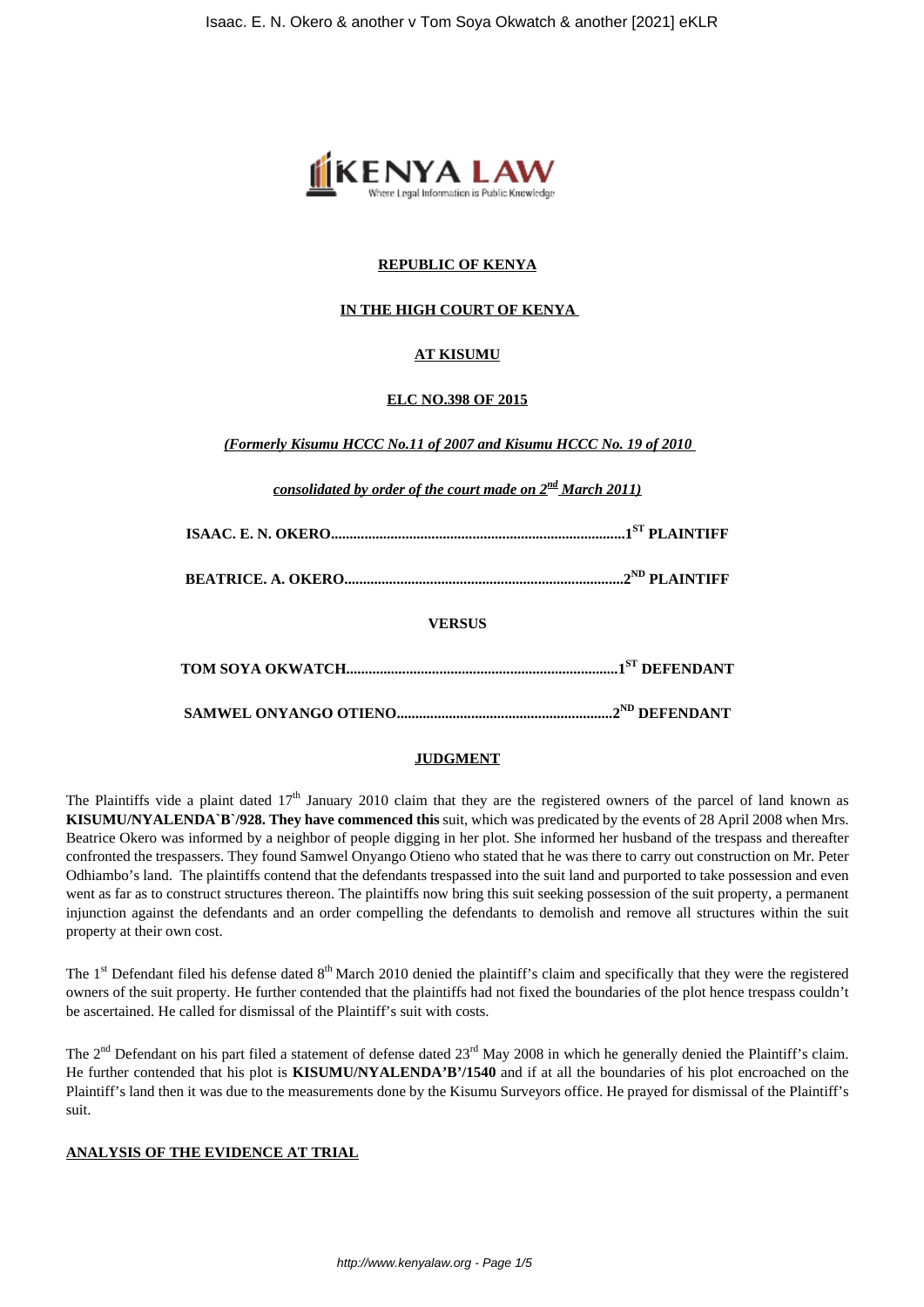**REPUBLIC OF KENYA**

**IN THE HIGH COURT OF KENYA**

**AT KISUMU**

**ELC NO.398 OF 2015**

*(Formerly Kisumu HCCC No.11 of 2007 and Kisumu HCCC No. 19 of 2010*

*consolidated by order of the court made on 2nd March 2011)*

**ISAAC. E. N. OKERO...............................................................................1ST PLAINTIFF**

**BEATRICE. A. OKERO...........................................................................2ND PLAINTIFF**

**VERSUS**

**TOM SOYA OKWATCH.........................................................................1ST DEFENDANT**

**SAMWEL ONYANGO OTIENO...........................................................2ND DEFENDANT**

**JUDGMENT**

The Plaintiffs vide a plaint dated 17th January 2010 claim that they are the registered owners of the parcel of land known as **KISUMU/NYALENDA`B`/928. They have commenced this** suit, which was predicated by the events of 28 April 2008 when Mrs. Beatrice Okero was informed by a neighbor of people digging in her plot. She informed her husband of the trespass and thereafter confronted the trespassers. They found Samwel Onyango Otieno who stated that he was there to carry out construction on Mr. Peter Odhiambo's land. The plaintiffs contend that the defendants trespassed into the suit land and purported to take possession and even went as far as to construct structures thereon. The plaintiffs now bring this suit seeking possession of the suit property, a permanent injunction against the defendants and an order compelling the defendants to demolish and remove all structures within the suit property at their own cost.

The 1st Defendant filed his defense dated 8th March 2010 denied the plaintiff's claim and specifically that they were the registered owners of the suit property. He further contended that the plaintiffs had not fixed the boundaries of the plot hence trespass couldn't be ascertained. He called for dismissal of the Plaintiff's suit with costs.

The 2nd Defendant on his part filed a statement of defense dated 23rd May 2008 in which he generally denied the Plaintiff's claim. He further contended that his plot is **KISUMU/NYALENDA'B'/1540** and if at all the boundaries of his plot encroached on the Plaintiff's land then it was due to the measurements done by the Kisumu Surveyors office. He prayed for dismissal of the Plaintiff's suit.

**ANALYSIS OF THE EVIDENCE AT TRIAL**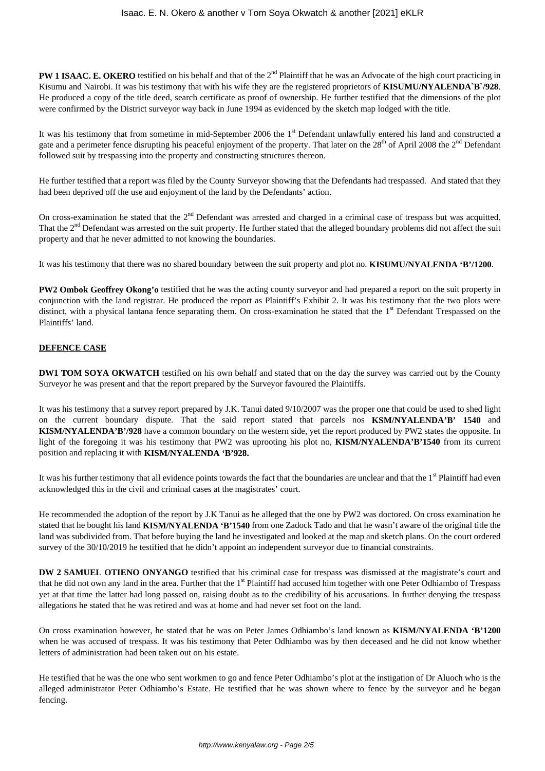**PW 1 ISAAC. E. OKERO** testified on his behalf and that of the 2nd Plaintiff that he was an Advocate of the high court practicing in Kisumu and Nairobi. It was his testimony that with his wife they are the registered proprietors of **KISUMU/NYALENDA`B`/928**. He produced a copy of the title deed, search certificate as proof of ownership. He further testified that the dimensions of the plot were confirmed by the District surveyor way back in June 1994 as evidenced by the sketch map lodged with the title.

It was his testimony that from sometime in mid-September 2006 the 1st Defendant unlawfully entered his land and constructed a gate and a perimeter fence disrupting his peaceful enjoyment of the property. That later on the 28th of April 2008 the 2nd Defendant followed suit by trespassing into the property and constructing structures thereon.

He further testified that a report was filed by the County Surveyor showing that the Defendants had trespassed. And stated that they had been deprived off the use and enjoyment of the land by the Defendants' action.

On cross-examination he stated that the 2nd Defendant was arrested and charged in a criminal case of trespass but was acquitted. That the 2nd Defendant was arrested on the suit property. He further stated that the alleged boundary problems did not affect the suit property and that he never admitted to not knowing the boundaries.

It was his testimony that there was no shared boundary between the suit property and plot no. **KISUMU/NYALENDA 'B'/1200**.

**PW2 Ombok Geoffrey Okong'o** testified that he was the acting county surveyor and had prepared a report on the suit property in conjunction with the land registrar. He produced the report as Plaintiff's Exhibit 2. It was his testimony that the two plots were distinct, with a physical lantana fence separating them. On cross-examination he stated that the 1st Defendant Trespassed on the Plaintiffs' land.

**DEFENCE CASE**

**DW1 TOM SOYA OKWATCH** testified on his own behalf and stated that on the day the survey was carried out by the County Surveyor he was present and that the report prepared by the Surveyor favoured the Plaintiffs.

It was his testimony that a survey report prepared by J.K. Tanui dated 9/10/2007 was the proper one that could be used to shed light on the current boundary dispute. That the said report stated that parcels nos **KSM/NYALENDA'B' 1540** and **KISM/NYALENDA'B'/928** have a common boundary on the western side, yet the report produced by PW2 states the opposite. In light of the foregoing it was his testimony that PW2 was uprooting his plot no, **KISM/NYALENDA'B'1540** from its current position and replacing it with **KISM/NYALENDA 'B'928.**

It was his further testimony that all evidence points towards the fact that the boundaries are unclear and that the 1st Plaintiff had even acknowledged this in the civil and criminal cases at the magistrates' court.

He recommended the adoption of the report by J.K Tanui as he alleged that the one by PW2 was doctored. On cross examination he stated that he bought his land **KISM/NYALENDA 'B'1540** from one Zadock Tado and that he wasn't aware of the original title the land was subdivided from. That before buying the land he investigated and looked at the map and sketch plans. On the court ordered survey of the 30/10/2019 he testified that he didn't appoint an independent surveyor due to financial constraints.

**DW 2 SAMUEL OTIENO ONYANGO** testified that his criminal case for trespass was dismissed at the magistrate's court and that he did not own any land in the area. Further that the 1st Plaintiff had accused him together with one Peter Odhiambo of Trespass yet at that time the latter had long passed on, raising doubt as to the credibility of his accusations. In further denying the trespass allegations he stated that he was retired and was at home and had never set foot on the land.

On cross examination however, he stated that he was on Peter James Odhiambo's land known as **KISM/NYALENDA 'B'1200** when he was accused of trespass. It was his testimony that Peter Odhiambo was by then deceased and he did not know whether letters of administration had been taken out on his estate.

He testified that he was the one who sent workmen to go and fence Peter Odhiambo's plot at the instigation of Dr Aluoch who is the alleged administrator Peter Odhiambo's Estate. He testified that he was shown where to fence by the surveyor and he began fencing.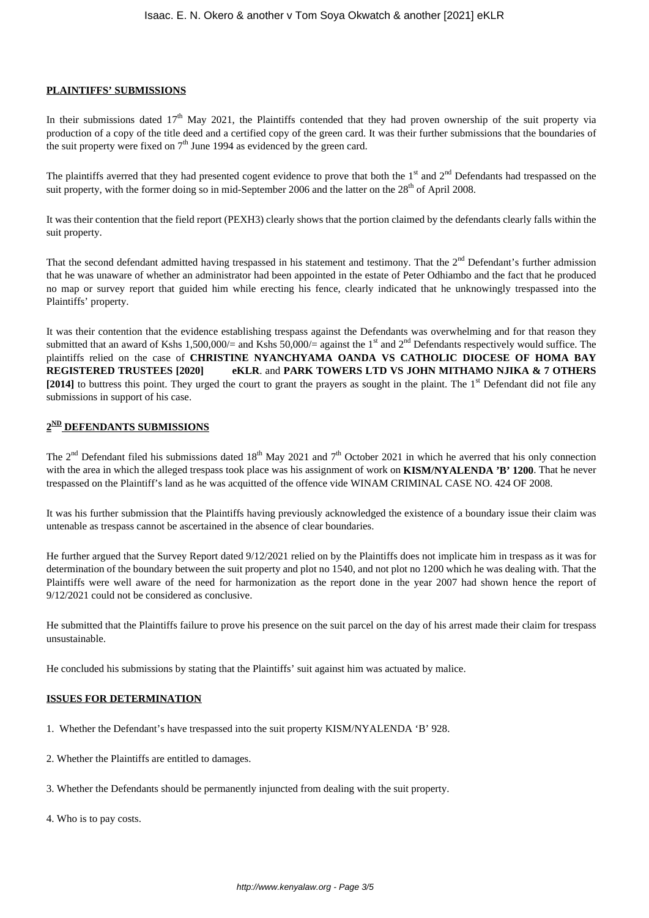**PLAINTIFFS' SUBMISSIONS**

In their submissions dated 17th May 2021, the Plaintiffs contended that they had proven ownership of the suit property via production of a copy of the title deed and a certified copy of the green card. It was their further submissions that the boundaries of the suit property were fixed on 7th June 1994 as evidenced by the green card.

The plaintiffs averred that they had presented cogent evidence to prove that both the 1st and 2nd Defendants had trespassed on the suit property, with the former doing so in mid-September 2006 and the latter on the 28th of April 2008.

It was their contention that the field report (PEXH3) clearly shows that the portion claimed by the defendants clearly falls within the suit property.

That the second defendant admitted having trespassed in his statement and testimony. That the 2nd Defendant's further admission that he was unaware of whether an administrator had been appointed in the estate of Peter Odhiambo and the fact that he produced no map or survey report that guided him while erecting his fence, clearly indicated that he unknowingly trespassed into the Plaintiffs' property.

It was their contention that the evidence establishing trespass against the Defendants was overwhelming and for that reason they submitted that an award of Kshs 1,500,000/= and Kshs 50,000/= against the 1st and 2nd Defendants respectively would suffice. The plaintiffs relied on the case of **CHRISTINE NYANCHYAMA OANDA VS CATHOLIC DIOCESE OF HOMA BAY REGISTERED TRUSTEES [2020] eKLR**. and **PARK TOWERS LTD VS JOHN MITHAMO NJIKA & 7 OTHERS [2014]** to buttress this point. They urged the court to grant the prayers as sought in the plaint. The 1st Defendant did not file any submissions in support of his case.

**2ND DEFENDANTS SUBMISSIONS**

The 2nd Defendant filed his submissions dated 18th May 2021 and 7th October 2021 in which he averred that his only connection with the area in which the alleged trespass took place was his assignment of work on **KISM/NYALENDA 'B' 1200**. That he never trespassed on the Plaintiff's land as he was acquitted of the offence vide WINAM CRIMINAL CASE NO. 424 OF 2008.

It was his further submission that the Plaintiffs having previously acknowledged the existence of a boundary issue their claim was untenable as trespass cannot be ascertained in the absence of clear boundaries.

He further argued that the Survey Report dated 9/12/2021 relied on by the Plaintiffs does not implicate him in trespass as it was for determination of the boundary between the suit property and plot no 1540, and not plot no 1200 which he was dealing with. That the Plaintiffs were well aware of the need for harmonization as the report done in the year 2007 had shown hence the report of 9/12/2021 could not be considered as conclusive.

He submitted that the Plaintiffs failure to prove his presence on the suit parcel on the day of his arrest made their claim for trespass unsustainable.

He concluded his submissions by stating that the Plaintiffs' suit against him was actuated by malice.

**ISSUES FOR DETERMINATION**

1. Whether the Defendant's have trespassed into the suit property KISM/NYALENDA 'B' 928.

2. Whether the Plaintiffs are entitled to damages.

3. Whether the Defendants should be permanently injuncted from dealing with the suit property.

4. Who is to pay costs.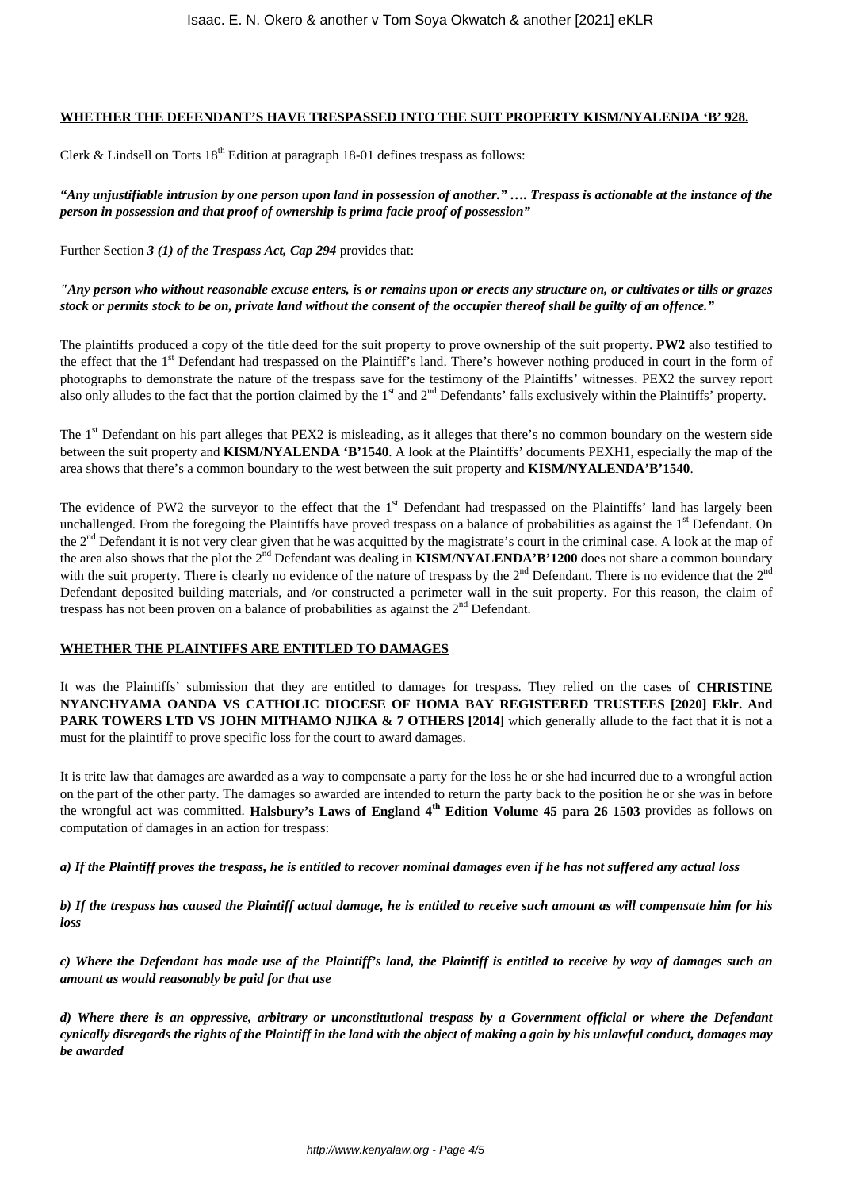**WHETHER THE DEFENDANT'S HAVE TRESPASSED INTO THE SUIT PROPERTY KISM/NYALENDA 'B' 928.**

Clerk & Lindsell on Torts 18th Edition at paragraph 18-01 defines trespass as follows:

***"Any unjustifiable intrusion by one person upon land in possession of another." …. Trespass is actionable at the instance of the person in possession and that proof of ownership is prima facie proof of possession"***

Further Section ***3 (1) of the Trespass Act, Cap 294*** provides that:

***"Any person who without reasonable excuse enters, is or remains upon or erects any structure on, or cultivates or tills or grazes stock or permits stock to be on, private land without the consent of the occupier thereof shall be guilty of an offence."***

The plaintiffs produced a copy of the title deed for the suit property to prove ownership of the suit property. **PW2** also testified to the effect that the 1st Defendant had trespassed on the Plaintiff's land. There's however nothing produced in court in the form of photographs to demonstrate the nature of the trespass save for the testimony of the Plaintiffs' witnesses. PEX2 the survey report also only alludes to the fact that the portion claimed by the 1st and 2nd Defendants' falls exclusively within the Plaintiffs' property.

The 1st Defendant on his part alleges that PEX2 is misleading, as it alleges that there's no common boundary on the western side between the suit property and **KISM/NYALENDA 'B'1540**. A look at the Plaintiffs' documents PEXH1, especially the map of the area shows that there's a common boundary to the west between the suit property and **KISM/NYALENDA'B'1540**.

The evidence of PW2 the surveyor to the effect that the 1st Defendant had trespassed on the Plaintiffs' land has largely been unchallenged. From the foregoing the Plaintiffs have proved trespass on a balance of probabilities as against the 1st Defendant. On the 2nd Defendant it is not very clear given that he was acquitted by the magistrate's court in the criminal case. A look at the map of the area also shows that the plot the 2nd Defendant was dealing in **KISM/NYALENDA'B'1200** does not share a common boundary with the suit property. There is clearly no evidence of the nature of trespass by the 2nd Defendant. There is no evidence that the 2nd Defendant deposited building materials, and /or constructed a perimeter wall in the suit property. For this reason, the claim of trespass has not been proven on a balance of probabilities as against the 2nd Defendant.

**WHETHER THE PLAINTIFFS ARE ENTITLED TO DAMAGES**

It was the Plaintiffs' submission that they are entitled to damages for trespass. They relied on the cases of **CHRISTINE NYANCHYAMA OANDA VS CATHOLIC DIOCESE OF HOMA BAY REGISTERED TRUSTEES [2020] Eklr. And PARK TOWERS LTD VS JOHN MITHAMO NJIKA & 7 OTHERS [2014]** which generally allude to the fact that it is not a must for the plaintiff to prove specific loss for the court to award damages.

It is trite law that damages are awarded as a way to compensate a party for the loss he or she had incurred due to a wrongful action on the part of the other party. The damages so awarded are intended to return the party back to the position he or she was in before the wrongful act was committed. **Halsbury's Laws of England 4th Edition Volume 45 para 26 1503** provides as follows on computation of damages in an action for trespass:

***a) If the Plaintiff proves the trespass, he is entitled to recover nominal damages even if he has not suffered any actual loss***

***b) If the trespass has caused the Plaintiff actual damage, he is entitled to receive such amount as will compensate him for his loss***

***c) Where the Defendant has made use of the Plaintiff's land, the Plaintiff is entitled to receive by way of damages such an amount as would reasonably be paid for that use***

***d) Where there is an oppressive, arbitrary or unconstitutional trespass by a Government official or where the Defendant cynically disregards the rights of the Plaintiff in the land with the object of making a gain by his unlawful conduct, damages may be awarded***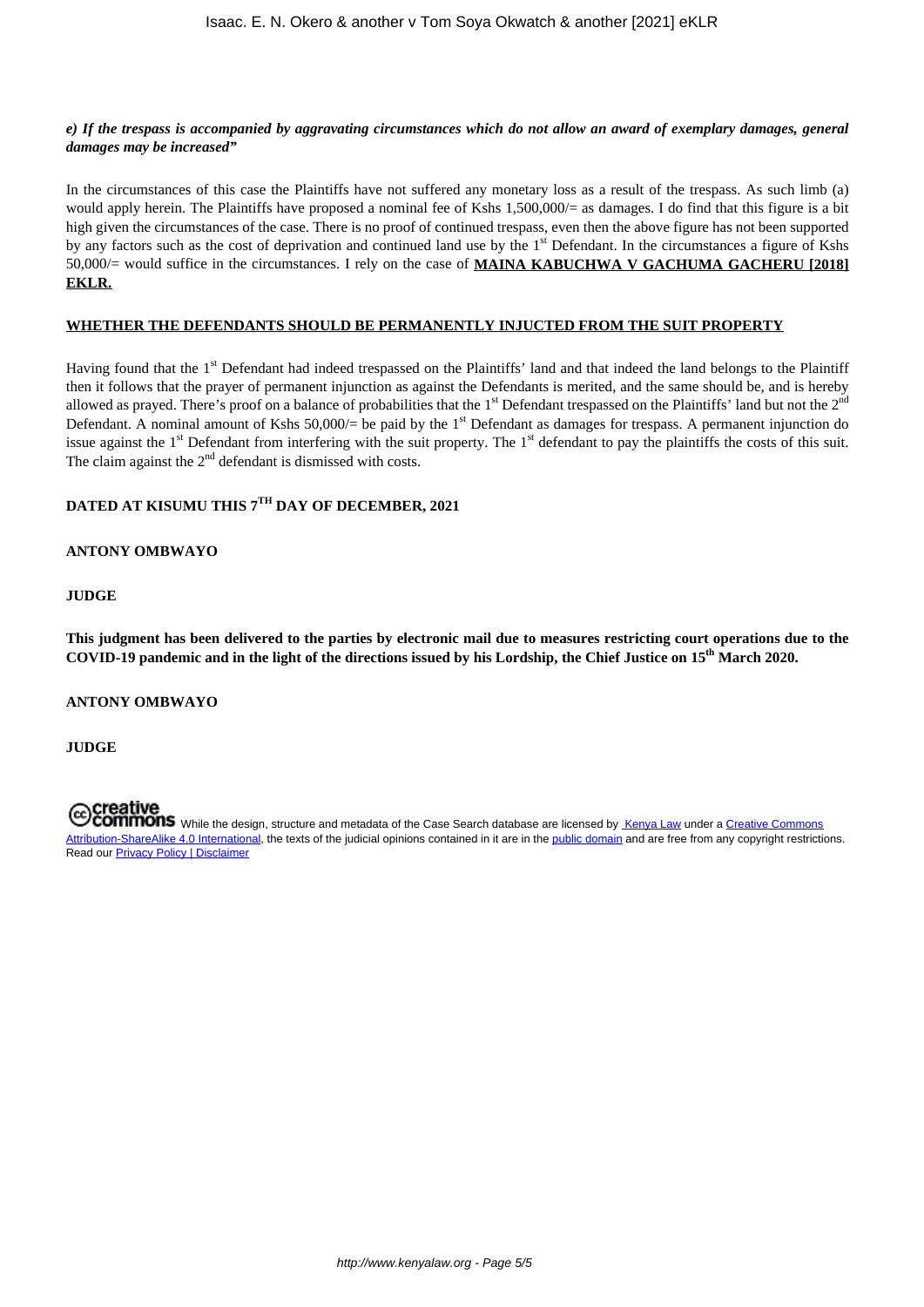***e) If the trespass is accompanied by aggravating circumstances which do not allow an award of exemplary damages, general damages may be increased"***

In the circumstances of this case the Plaintiffs have not suffered any monetary loss as a result of the trespass. As such limb (a) would apply herein. The Plaintiffs have proposed a nominal fee of Kshs 1,500,000/= as damages. I do find that this figure is a bit high given the circumstances of the case. There is no proof of continued trespass, even then the above figure has not been supported by any factors such as the cost of deprivation and continued land use by the 1st Defendant. In the circumstances a figure of Kshs 50,000/= would suffice in the circumstances. I rely on the case of **MAINA KABUCHWA V GACHUMA GACHERU [2018] EKLR.**

**WHETHER THE DEFENDANTS SHOULD BE PERMANENTLY INJUCTED FROM THE SUIT PROPERTY**

Having found that the 1st Defendant had indeed trespassed on the Plaintiffs' land and that indeed the land belongs to the Plaintiff then it follows that the prayer of permanent injunction as against the Defendants is merited, and the same should be, and is hereby allowed as prayed. There's proof on a balance of probabilities that the 1st Defendant trespassed on the Plaintiffs' land but not the 2nd Defendant. A nominal amount of Kshs 50,000/= be paid by the 1st Defendant as damages for trespass. A permanent injunction do issue against the 1st Defendant from interfering with the suit property. The 1st defendant to pay the plaintiffs the costs of this suit. The claim against the 2nd defendant is dismissed with costs.

**DATED AT KISUMU THIS 7TH DAY OF DECEMBER, 2021**

**ANTONY OMBWAYO**

**JUDGE**

**This judgment has been delivered to the parties by electronic mail due to measures restricting court operations due to the COVID-19 pandemic and in the light of the directions issued by his Lordship, the Chief Justice on 15th March 2020.**

**ANTONY OMBWAYO**

**JUDGE**

While the design, structure and metadata of the Case Search database are licensed by Kenya Law under a Creative Commons Attribution-ShareAlike 4.0 International, the texts of the judicial opinions contained in it are in the public domain and are free from any copyright restrictions. Read our Privacy Policy | Disclaimer